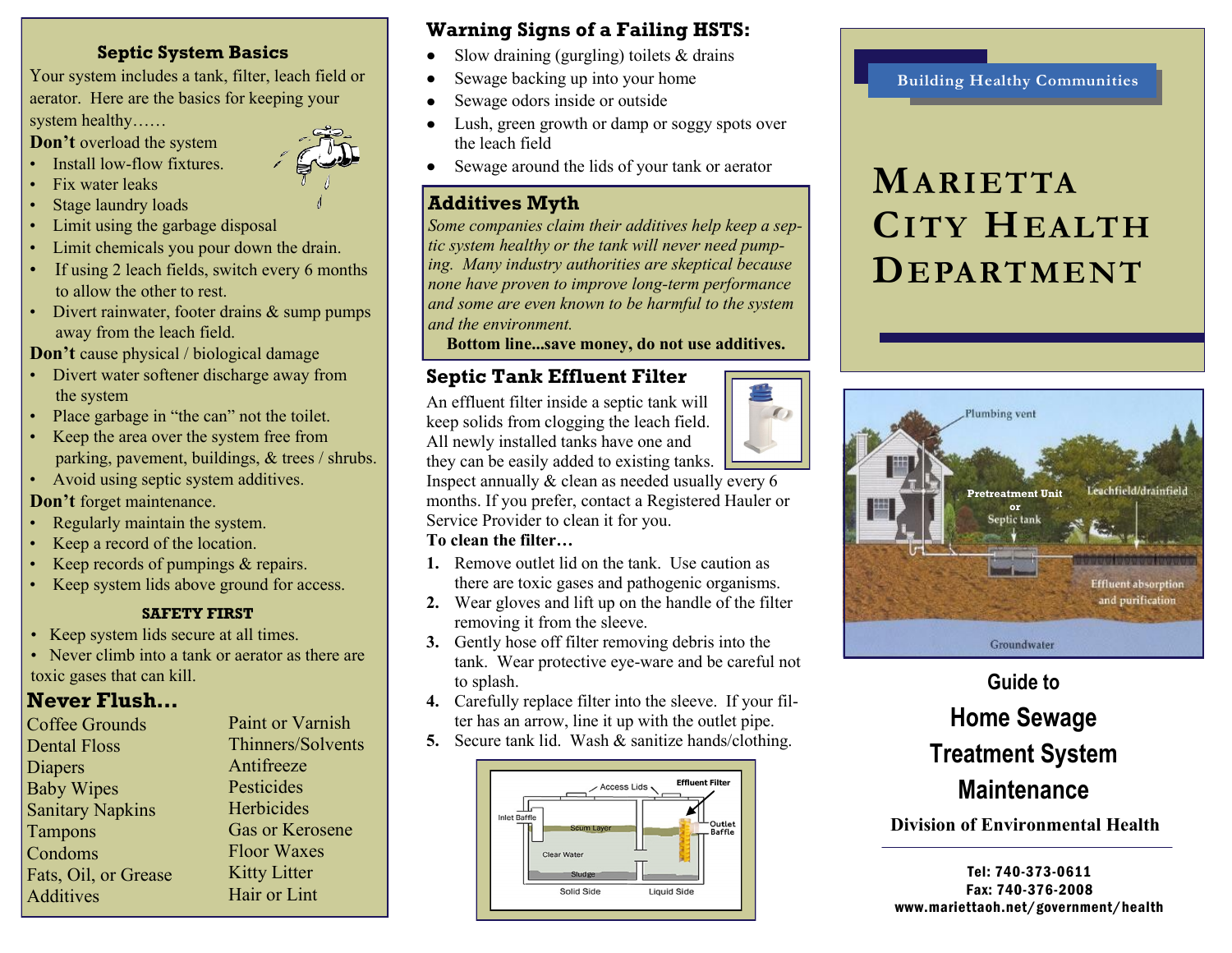## Septic System Basics

Your system includes a tank, filter, leach field or aerator. Here are the basics for keeping your system healthy……

**Don't** overload the system

- Install low-flow fixtures.
- Fix water leaks
- Stage laundry loads
- Limit using the garbage disposal
- Limit chemicals you pour down the drain.
- If using 2 leach fields, switch every 6 months to allow the other to rest.
- Divert rainwater, footer drains & sump pumps away from the leach field.

**Don't** cause physical / biological damage

- Divert water softener discharge away from the system
- Place garbage in "the can" not the toilet.
- Keep the area over the system free from parking, pavement, buildings, & trees / shrubs.
- Avoid using septic system additives.

**Don't** forget maintenance.

- Regularly maintain the system.
- Keep a record of the location.
- Keep records of pumpings & repairs.
- Keep system lids above ground for access.

### SAFETY FIRST

- Keep system lids secure at all times.
- Never climb into a tank or aerator as there are toxic gases that can kill.

## Never Flush…

| | |
|---|---|
| Coffee Grounds | Paint or Varnish |
| Dental Floss | Thinners/Solvents |
| Diapers | Antifreeze |
| Baby Wipes | Pesticides |
| Sanitary Napkins | Herbicides |
| Tampons | Gas or Kerosene |
| Condoms | Floor Waxes |
| Fats, Oil, or Grease | Kitty Litter |
| Additives | Hair or Lint |

## Warning Signs of a Failing HSTS:

- Slow draining (gurgling) toilets & drains
- Sewage backing up into your home
- Sewage odors inside or outside
- Lush, green growth or damp or soggy spots over the leach field
- Sewage around the lids of your tank or aerator

## Additives Myth

*Some companies claim their additives help keep a septic system healthy or the tank will never need pumping. Many industry authorities are skeptical because none have proven to improve long-term performance and some are even known to be harmful to the system and the environment.*

**Bottom line...save money, do not use additives.**

## Septic Tank Effluent Filter

An effluent filter inside a septic tank will keep solids from clogging the leach field. All newly installed tanks have one and they can be easily added to existing tanks. Inspect annually & clean as needed usually every 6 months. If you prefer, contact a Registered Hauler or Service Provider to clean it for you.

**To clean the filter…**

1. Remove outlet lid on the tank. Use caution as there are toxic gases and pathogenic organisms.
2. Wear gloves and lift up on the handle of the filter removing it from the sleeve.
3. Gently hose off filter removing debris into the tank. Wear protective eye-ware and be careful not to splash.
4. Carefully replace filter into the sleeve. If your filter has an arrow, line it up with the outlet pipe.
5. Secure tank lid. Wash & sanitize hands/clothing.

Building Healthy Communities

# Marietta City Health Department

## Guide to Home Sewage Treatment System Maintenance

**Division of Environmental Health**

**Tel: 740-373-0611**
**Fax: 740-376-2008**
**www.mariettaoh.net/government/health**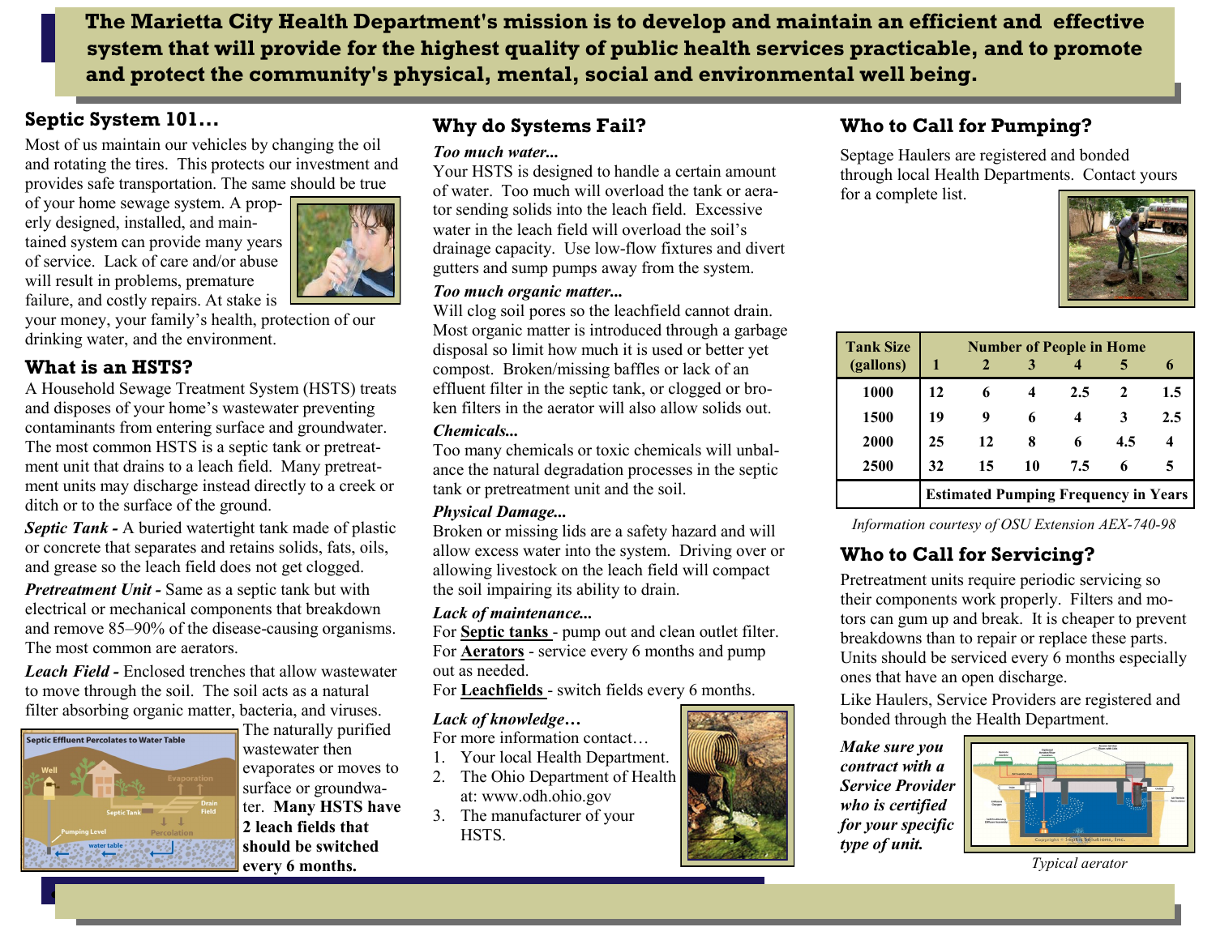**The Marietta City Health Department's mission is to develop and maintain an efficient and effective system that will provide for the highest quality of public health services practicable, and to promote and protect the community's physical, mental, social and environmental well being.**

## Septic System 101...

Most of us maintain our vehicles by changing the oil and rotating the tires. This protects our investment and provides safe transportation. The same should be true of your home sewage system. A properly designed, installed, and maintained system can provide many years of service. Lack of care and/or abuse will result in problems, premature failure, and costly repairs. At stake is your money, your family's health, protection of our drinking water, and the environment.

## What is an HSTS?

A Household Sewage Treatment System (HSTS) treats and disposes of your home's wastewater preventing contaminants from entering surface and groundwater. The most common HSTS is a septic tank or pretreatment unit that drains to a leach field. Many pretreatment units may discharge instead directly to a creek or ditch or to the surface of the ground.

***Septic Tank -*** A buried watertight tank made of plastic or concrete that separates and retains solids, fats, oils, and grease so the leach field does not get clogged.

***Pretreatment Unit -*** Same as a septic tank but with electrical or mechanical components that breakdown and remove 85–90% of the disease-causing organisms. The most common are aerators.

***Leach Field -*** Enclosed trenches that allow wastewater to move through the soil. The soil acts as a natural filter absorbing organic matter, bacteria, and viruses.

Septic Effluent Percolates to Water Table

Well

Evaporation

Septic Tank

Drain Field

Pumping Level

Percolation

water table

The naturally purified wastewater then evaporates or moves to surface or groundwater. **Many HSTS have 2 leach fields that should be switched every 6 months.**

## Why do Systems Fail?

***Too much water...***

Your HSTS is designed to handle a certain amount of water. Too much will overload the tank or aerator sending solids into the leach field. Excessive water in the leach field will overload the soil's drainage capacity. Use low-flow fixtures and divert gutters and sump pumps away from the system.

***Too much organic matter...***

Will clog soil pores so the leachfield cannot drain. Most organic matter is introduced through a garbage disposal so limit how much it is used or better yet compost. Broken/missing baffles or lack of an effluent filter in the septic tank, or clogged or broken filters in the aerator will also allow solids out.

***Chemicals...***

Too many chemicals or toxic chemicals will unbalance the natural degradation processes in the septic tank or pretreatment unit and the soil.

***Physical Damage...***

Broken or missing lids are a safety hazard and will allow excess water into the system. Driving over or allowing livestock on the leach field will compact the soil impairing its ability to drain.

***Lack of maintenance...***

For **Septic tanks** - pump out and clean outlet filter.
For **Aerators** - service every 6 months and pump out as needed.
For **Leachfields** - switch fields every 6 months.

***Lack of knowledge…***

For more information contact…

1. Your local Health Department.
2. The Ohio Department of Health at: www.odh.ohio.gov
3. The manufacturer of your HSTS.

## Who to Call for Pumping?

Septage Haulers are registered and bonded through local Health Departments. Contact yours for a complete list.

| Tank Size (gallons) | Number of People in Home | | | | | |
|---|---|---|---|---|---|---|
| | 1 | 2 | 3 | 4 | 5 | 6 |
| 1000 | 12 | 6 | 4 | 2.5 | 2 | 1.5 |
| 1500 | 19 | 9 | 6 | 4 | 3 | 2.5 |
| 2000 | 25 | 12 | 8 | 6 | 4.5 | 4 |
| 2500 | 32 | 15 | 10 | 7.5 | 6 | 5 |
| | **Estimated Pumping Frequency in Years** | | | | | |

*Information courtesy of OSU Extension AEX-740-98*

## Who to Call for Servicing?

Pretreatment units require periodic servicing so their components work properly. Filters and motors can gum up and break. It is cheaper to prevent breakdowns than to repair or replace these parts. Units should be serviced every 6 months especially ones that have an open discharge.

Like Haulers, Service Providers are registered and bonded through the Health Department.

***Make sure you contract with a Service Provider who is certified for your specific type of unit.***

*Typical aerator*